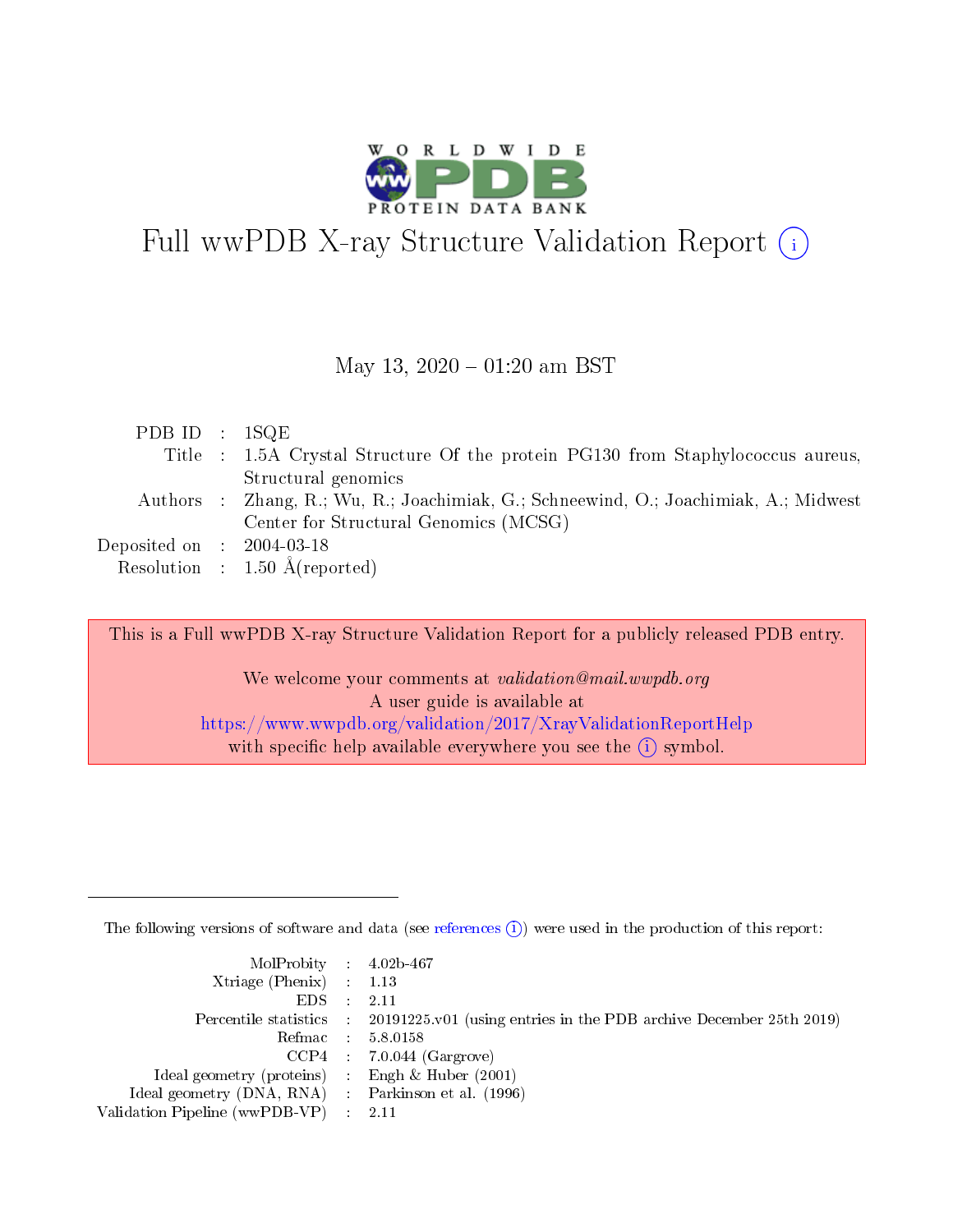# Full wwPDB X-ray Structure Validation Report (i)

May 13, 2020 – 01:20 am BST

| | | |
|---|---|---|
| PDB ID | : | 1SQE |
| Title | : | 1.5A Crystal Structure Of the protein PG130 from Staphylococcus aureus, Structural genomics |
| Authors | : | Zhang, R.; Wu, R.; Joachimiak, G.; Schneewind, O.; Joachimiak, A.; Midwest Center for Structural Genomics (MCSG) |
| Deposited on | : | 2004-03-18 |
| Resolution | : | 1.50 Å(reported) |

This is a Full wwPDB X-ray Structure Validation Report for a publicly released PDB entry.

We welcome your comments at *validation@mail.wwpdb.org*
A user guide is available at
https://www.wwpdb.org/validation/2017/XrayValidationReportHelp
with specific help available everywhere you see the (i) symbol.

---

The following versions of software and data (see references (i)) were used in the production of this report:

| | | |
|---|---|---|
| MolProbity | : | 4.02b-467 |
| Xtriage (Phenix) | : | 1.13 |
| EDS | : | 2.11 |
| Percentile statistics | : | 20191225.v01 (using entries in the PDB archive December 25th 2019) |
| Refmac | : | 5.8.0158 |
| CCP4 | : | 7.0.044 (Gargrove) |
| Ideal geometry (proteins) | : | Engh & Huber (2001) |
| Ideal geometry (DNA, RNA) | : | Parkinson et al. (1996) |
| Validation Pipeline (wwPDB-VP) | : | 2.11 |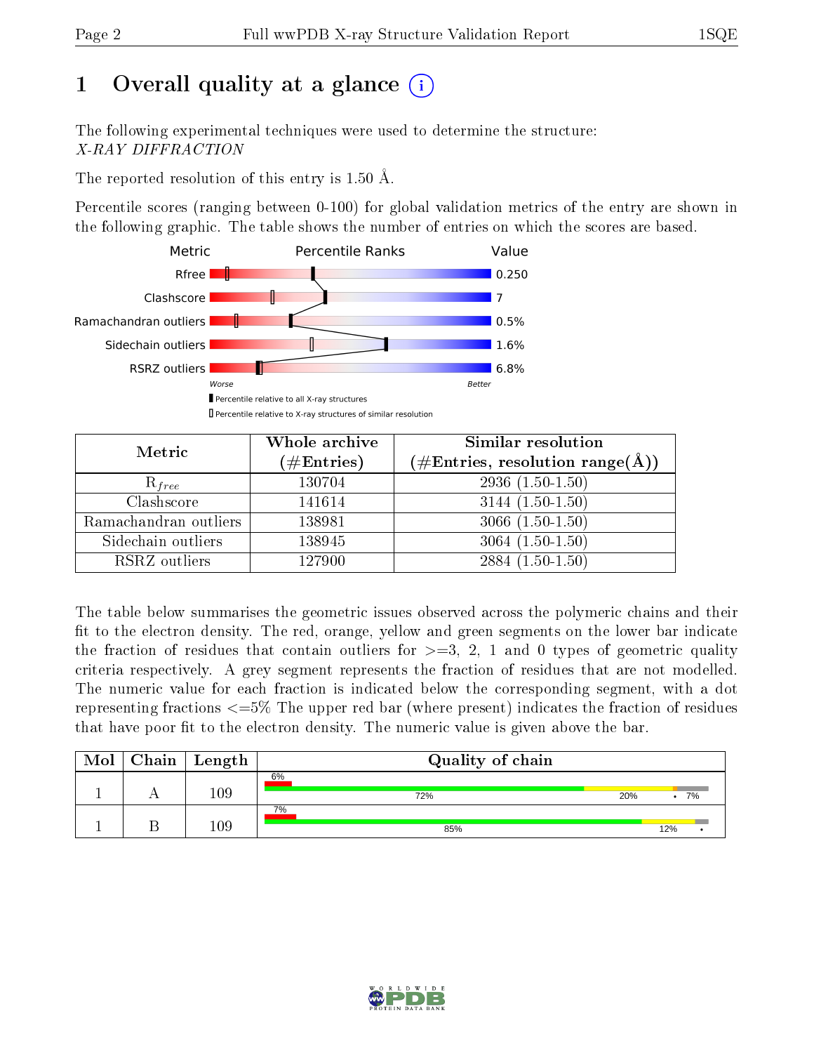# 1 Overall quality at a glance (i)

The following experimental techniques were used to determine the structure:
*X-RAY DIFFRACTION*

The reported resolution of this entry is 1.50 Å.

Percentile scores (ranging between 0-100) for global validation metrics of the entry are shown in the following graphic. The table shows the number of entries on which the scores are based.

| Metric | Value |
|---|---|
| Rfree | 0.250 |
| Clashscore | 7 |
| Ramachandran outliers | 0.5% |
| Sidechain outliers | 1.6% |
| RSRZ outliers | 6.8% |

Worse — Better

▮ Percentile relative to all X-ray structures
▯ Percentile relative to X-ray structures of similar resolution

| Metric | Whole archive (#Entries) | Similar resolution (#Entries, resolution range(Å)) |
|---|---|---|
| $R_{free}$ | 130704 | 2936 (1.50-1.50) |
| Clashscore | 141614 | 3144 (1.50-1.50) |
| Ramachandran outliers | 138981 | 3066 (1.50-1.50) |
| Sidechain outliers | 138945 | 3064 (1.50-1.50) |
| RSRZ outliers | 127900 | 2884 (1.50-1.50) |

The table below summarises the geometric issues observed across the polymeric chains and their fit to the electron density. The red, orange, yellow and green segments on the lower bar indicate the fraction of residues that contain outliers for >=3, 2, 1 and 0 types of geometric quality criteria respectively. A grey segment represents the fraction of residues that are not modelled. The numeric value for each fraction is indicated below the corresponding segment, with a dot representing fractions <=5% The upper red bar (where present) indicates the fraction of residues that have poor fit to the electron density. The numeric value is given above the bar.

| Mol | Chain | Length | Quality of chain |
|---|---|---|---|
| 1 | A | 109 | 6% / 72% · 20% · • · 7% |
| 1 | B | 109 | 7% / 85% · 12% · • |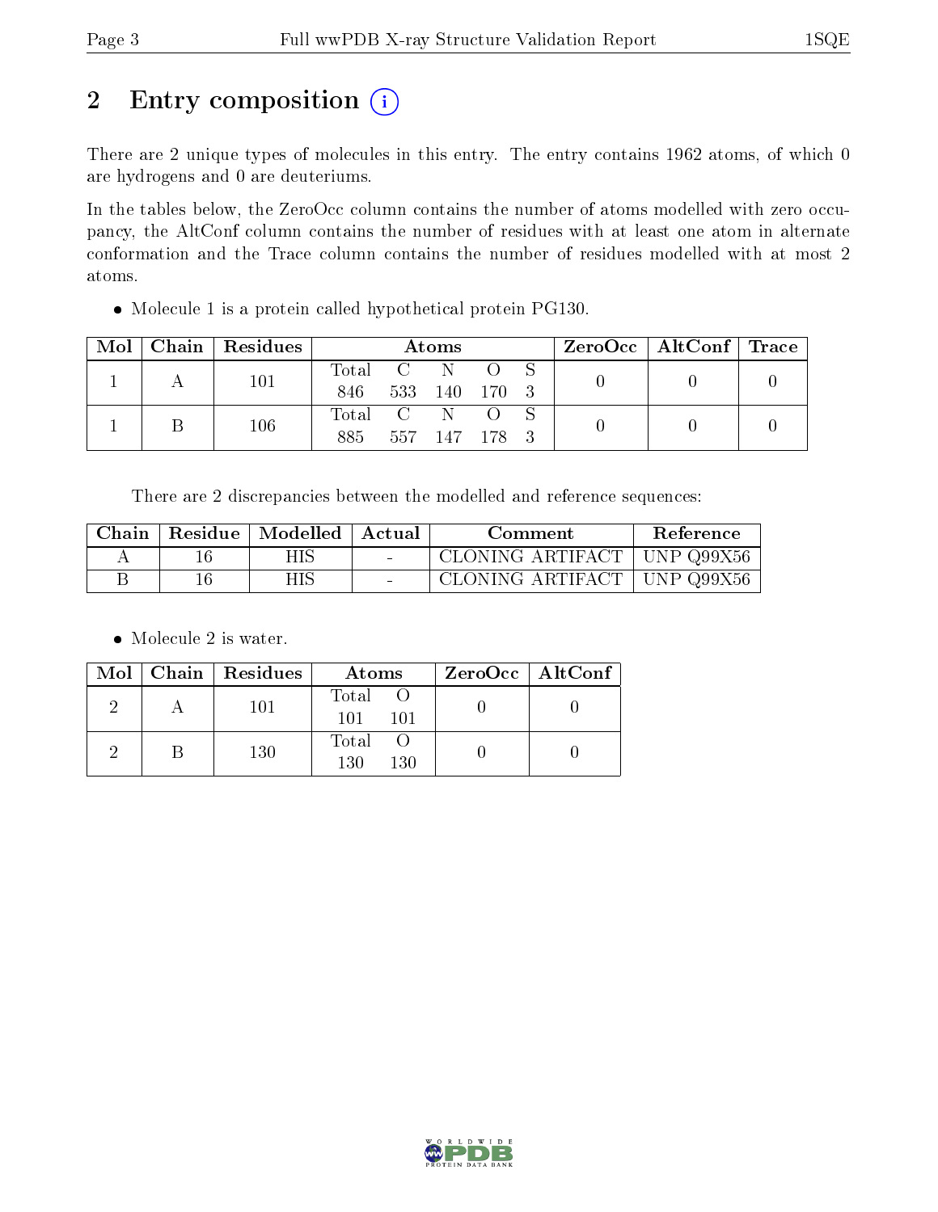# 2 Entry composition (i)

There are 2 unique types of molecules in this entry. The entry contains 1962 atoms, of which 0 are hydrogens and 0 are deuteriums.

In the tables below, the ZeroOcc column contains the number of atoms modelled with zero occupancy, the AltConf column contains the number of residues with at least one atom in alternate conformation and the Trace column contains the number of residues modelled with at most 2 atoms.

- Molecule 1 is a protein called hypothetical protein PG130.

| Mol | Chain | Residues | Atoms | | | | | ZeroOcc | AltConf | Trace |
|---|---|---|---|---|---|---|---|---|---|---|
| | | | Total | C | N | O | S | | | |
| 1 | A | 101 | 846 | 533 | 140 | 170 | 3 | 0 | 0 | 0 |
| 1 | B | 106 | 885 | 557 | 147 | 178 | 3 | 0 | 0 | 0 |

There are 2 discrepancies between the modelled and reference sequences:

| Chain | Residue | Modelled | Actual | Comment | Reference |
|---|---|---|---|---|---|
| A | 16 | HIS | - | CLONING ARTIFACT | UNP Q99X56 |
| B | 16 | HIS | - | CLONING ARTIFACT | UNP Q99X56 |

- Molecule 2 is water.

| Mol | Chain | Residues | Atoms | | ZeroOcc | AltConf |
|---|---|---|---|---|---|---|
| | | | Total | O | | |
| 2 | A | 101 | 101 | 101 | 0 | 0 |
| 2 | B | 130 | 130 | 130 | 0 | 0 |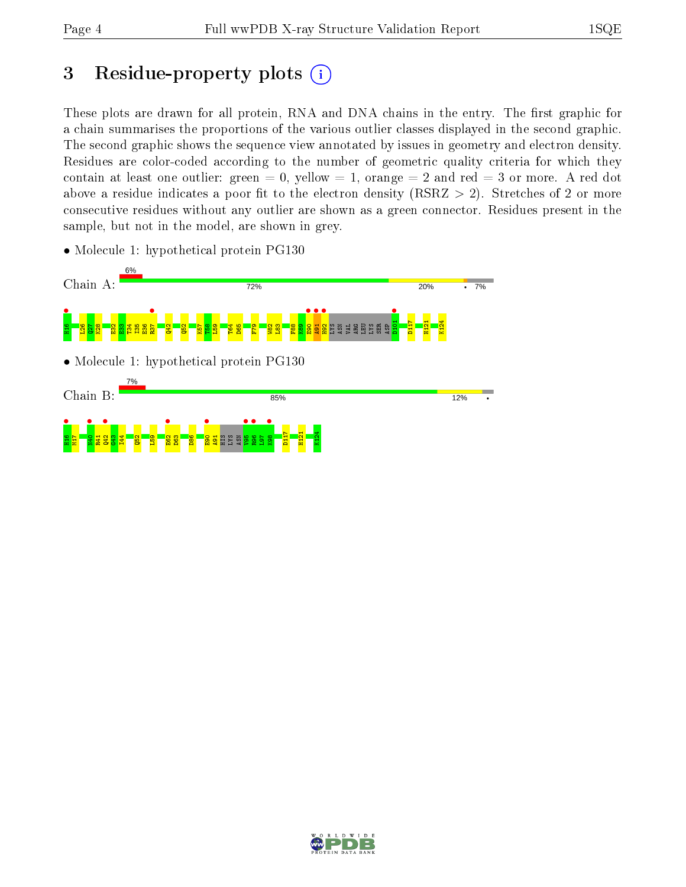# 3 Residue-property plots

These plots are drawn for all protein, RNA and DNA chains in the entry. The first graphic for a chain summarises the proportions of the various outlier classes displayed in the second graphic. The second graphic shows the sequence view annotated by issues in geometry and electron density. Residues are color-coded according to the number of geometric quality criteria for which they contain at least one outlier: green = 0, yellow = 1, orange = 2 and red = 3 or more. A red dot above a residue indicates a poor fit to the electron density (RSRZ > 2). Stretches of 2 or more consecutive residues without any outlier are shown as a green connector. Residues present in the sample, but not in the model, are shown in grey.

- Molecule 1: hypothetical protein PG130

Chain A: 6% | 72% | 20% | • | 7%

H16 L26 Q27 K28 E32 E33 T34 I35 E36 R37 Q42 Q52 K57 T58 L59 T64 D65 F79 W82 L83 F88 K89 E90 A91 H92 LYS ASN VAL ARG LEU LYS SER ASP D101 D117 H121 K124

- Molecule 1: hypothetical protein PG130

Chain B: 7% | 85% | 12% | •

H16 M17 N40 R41 Q42 G43 I44 Q52 L59 E62 D63 D86 E90 A91 HIS LYS ASN V95 R96 L97 K98 D117 H121 K124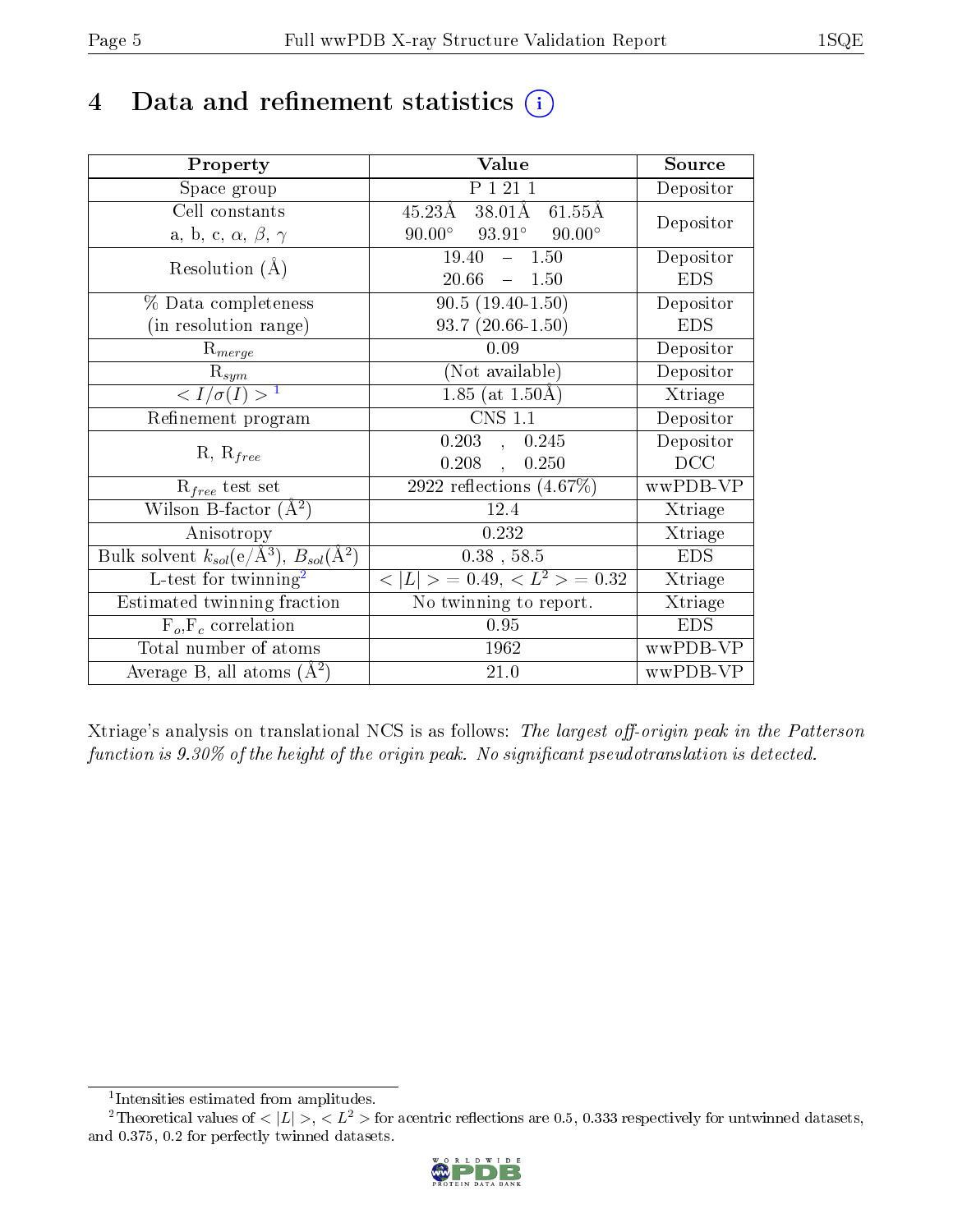# 4 Data and refinement statistics (i)

| Property | Value | Source |
|---|---|---|
| Space group | P 1 21 1 | Depositor |
| Cell constants<br>a, b, c, $\alpha$, $\beta$, $\gamma$ | 45.23Å 38.01Å 61.55Å<br>90.00° 93.91° 90.00° | Depositor |
| Resolution (Å) | 19.40 – 1.50<br>20.66 – 1.50 | Depositor<br>EDS |
| % Data completeness<br>(in resolution range) | 90.5 (19.40-1.50)<br>93.7 (20.66-1.50) | Depositor<br>EDS |
| $R_{merge}$ | 0.09 | Depositor |
| $R_{sym}$ | (Not available) | Depositor |
| $< I/\sigma(I) >$ [1] | 1.85 (at 1.50Å) | Xtriage |
| Refinement program | CNS 1.1 | Depositor |
| R, $R_{free}$ | 0.203 , 0.245<br>0.208 , 0.250 | Depositor<br>DCC |
| $R_{free}$ test set | 2922 reflections (4.67%) | wwPDB-VP |
| Wilson B-factor (Å$^2$) | 12.4 | Xtriage |
| Anisotropy | 0.232 | Xtriage |
| Bulk solvent $k_{sol}$(e/Å$^3$), $B_{sol}$(Å$^2$) | 0.38 , 58.5 | EDS |
| L-test for twinning[2] | $< \|L\| >$ = 0.49, $< L^2 >$ = 0.32 | Xtriage |
| Estimated twinning fraction | No twinning to report. | Xtriage |
| $F_o$,$F_c$ correlation | 0.95 | EDS |
| Total number of atoms | 1962 | wwPDB-VP |
| Average B, all atoms (Å$^2$) | 21.0 | wwPDB-VP |

Xtriage's analysis on translational NCS is as follows: *The largest off-origin peak in the Patterson function is 9.30% of the height of the origin peak. No significant pseudotranslation is detected.*

[1] Intensities estimated from amplitudes.

[2] Theoretical values of $< |L| >$, $< L^2 >$ for acentric reflections are 0.5, 0.333 respectively for untwinned datasets, and 0.375, 0.2 for perfectly twinned datasets.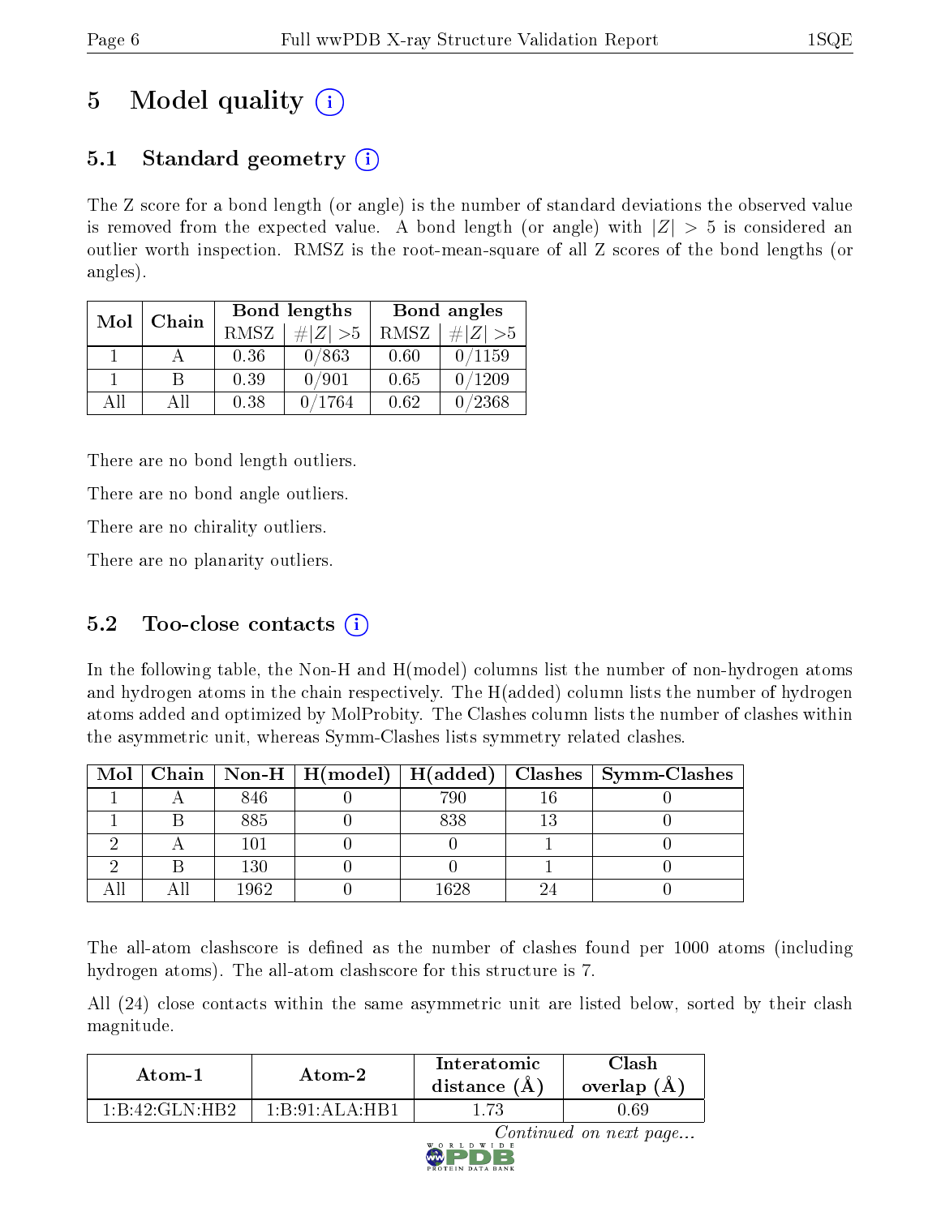# 5 Model quality

## 5.1 Standard geometry

The Z score for a bond length (or angle) is the number of standard deviations the observed value is removed from the expected value. A bond length (or angle) with $|Z| > 5$ is considered an outlier worth inspection. RMSZ is the root-mean-square of all Z scores of the bond lengths (or angles).

| Mol | Chain | Bond lengths | | Bond angles | |
|---|---|---|---|---|---|
| | | RMSZ | $\#\|Z\| > 5$ | RMSZ | $\#\|Z\| > 5$ |
| 1 | A | 0.36 | 0/863 | 0.60 | 0/1159 |
| 1 | B | 0.39 | 0/901 | 0.65 | 0/1209 |
| All | All | 0.38 | 0/1764 | 0.62 | 0/2368 |

There are no bond length outliers.

There are no bond angle outliers.

There are no chirality outliers.

There are no planarity outliers.

## 5.2 Too-close contacts

In the following table, the Non-H and H(model) columns list the number of non-hydrogen atoms and hydrogen atoms in the chain respectively. The H(added) column lists the number of hydrogen atoms added and optimized by MolProbity. The Clashes column lists the number of clashes within the asymmetric unit, whereas Symm-Clashes lists symmetry related clashes.

| Mol | Chain | Non-H | H(model) | H(added) | Clashes | Symm-Clashes |
|---|---|---|---|---|---|---|
| 1 | A | 846 | 0 | 790 | 16 | 0 |
| 1 | B | 885 | 0 | 838 | 13 | 0 |
| 2 | A | 101 | 0 | 0 | 1 | 0 |
| 2 | B | 130 | 0 | 0 | 1 | 0 |
| All | All | 1962 | 0 | 1628 | 24 | 0 |

The all-atom clashscore is defined as the number of clashes found per 1000 atoms (including hydrogen atoms). The all-atom clashscore for this structure is 7.

All (24) close contacts within the same asymmetric unit are listed below, sorted by their clash magnitude.

| Atom-1 | Atom-2 | Interatomic distance (Å) | Clash overlap (Å) |
|---|---|---|---|
| 1:B:42:GLN:HB2 | 1:B:91:ALA:HB1 | 1.73 | 0.69 |

*Continued on next page...*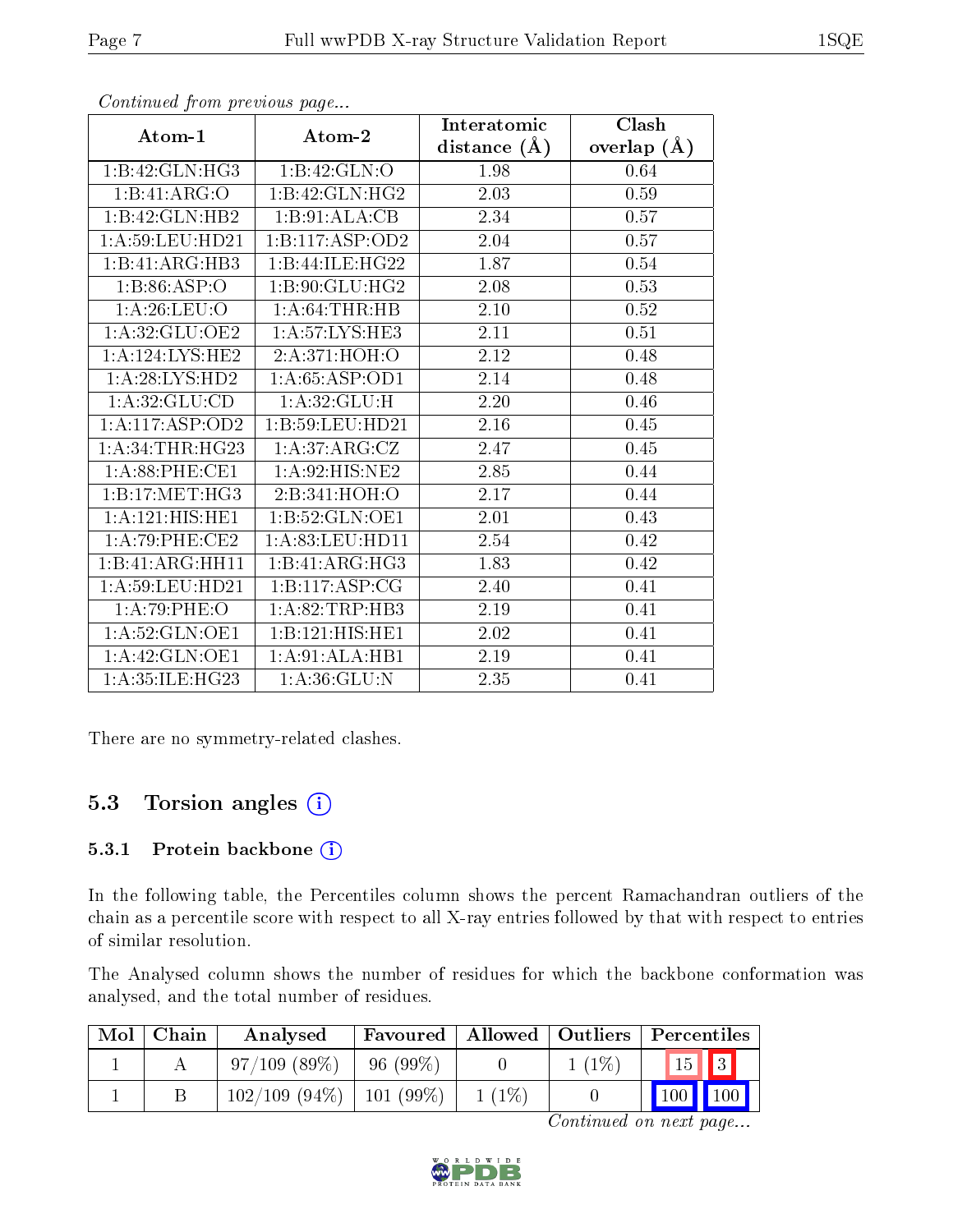*Continued from previous page...*

| Atom-1 | Atom-2 | Interatomic distance (Å) | Clash overlap (Å) |
|---|---|---|---|
| 1:B:42:GLN:HG3 | 1:B:42:GLN:O | 1.98 | 0.64 |
| 1:B:41:ARG:O | 1:B:42:GLN:HG2 | 2.03 | 0.59 |
| 1:B:42:GLN:HB2 | 1:B:91:ALA:CB | 2.34 | 0.57 |
| 1:A:59:LEU:HD21 | 1:B:117:ASP:OD2 | 2.04 | 0.57 |
| 1:B:41:ARG:HB3 | 1:B:44:ILE:HG22 | 1.87 | 0.54 |
| 1:B:86:ASP:O | 1:B:90:GLU:HG2 | 2.08 | 0.53 |
| 1:A:26:LEU:O | 1:A:64:THR:HB | 2.10 | 0.52 |
| 1:A:32:GLU:OE2 | 1:A:57:LYS:HE3 | 2.11 | 0.51 |
| 1:A:124:LYS:HE2 | 2:A:371:HOH:O | 2.12 | 0.48 |
| 1:A:28:LYS:HD2 | 1:A:65:ASP:OD1 | 2.14 | 0.48 |
| 1:A:32:GLU:CD | 1:A:32:GLU:H | 2.20 | 0.46 |
| 1:A:117:ASP:OD2 | 1:B:59:LEU:HD21 | 2.16 | 0.45 |
| 1:A:34:THR:HG23 | 1:A:37:ARG:CZ | 2.47 | 0.45 |
| 1:A:88:PHE:CE1 | 1:A:92:HIS:NE2 | 2.85 | 0.44 |
| 1:B:17:MET:HG3 | 2:B:341:HOH:O | 2.17 | 0.44 |
| 1:A:121:HIS:HE1 | 1:B:52:GLN:OE1 | 2.01 | 0.43 |
| 1:A:79:PHE:CE2 | 1:A:83:LEU:HD11 | 2.54 | 0.42 |
| 1:B:41:ARG:HH11 | 1:B:41:ARG:HG3 | 1.83 | 0.42 |
| 1:A:59:LEU:HD21 | 1:B:117:ASP:CG | 2.40 | 0.41 |
| 1:A:79:PHE:O | 1:A:82:TRP:HB3 | 2.19 | 0.41 |
| 1:A:52:GLN:OE1 | 1:B:121:HIS:HE1 | 2.02 | 0.41 |
| 1:A:42:GLN:OE1 | 1:A:91:ALA:HB1 | 2.19 | 0.41 |
| 1:A:35:ILE:HG23 | 1:A:36:GLU:N | 2.35 | 0.41 |

There are no symmetry-related clashes.

## 5.3 Torsion angles

### 5.3.1 Protein backbone

In the following table, the Percentiles column shows the percent Ramachandran outliers of the chain as a percentile score with respect to all X-ray entries followed by that with respect to entries of similar resolution.

The Analysed column shows the number of residues for which the backbone conformation was analysed, and the total number of residues.

| Mol | Chain | Analysed | Favoured | Allowed | Outliers | Percentiles | |
|---|---|---|---|---|---|---|---|
| 1 | A | 97/109 (89%) | 96 (99%) | 0 | 1 (1%) | 15 | 3 |
| 1 | B | 102/109 (94%) | 101 (99%) | 1 (1%) | 0 | 100 | 100 |

*Continued on next page...*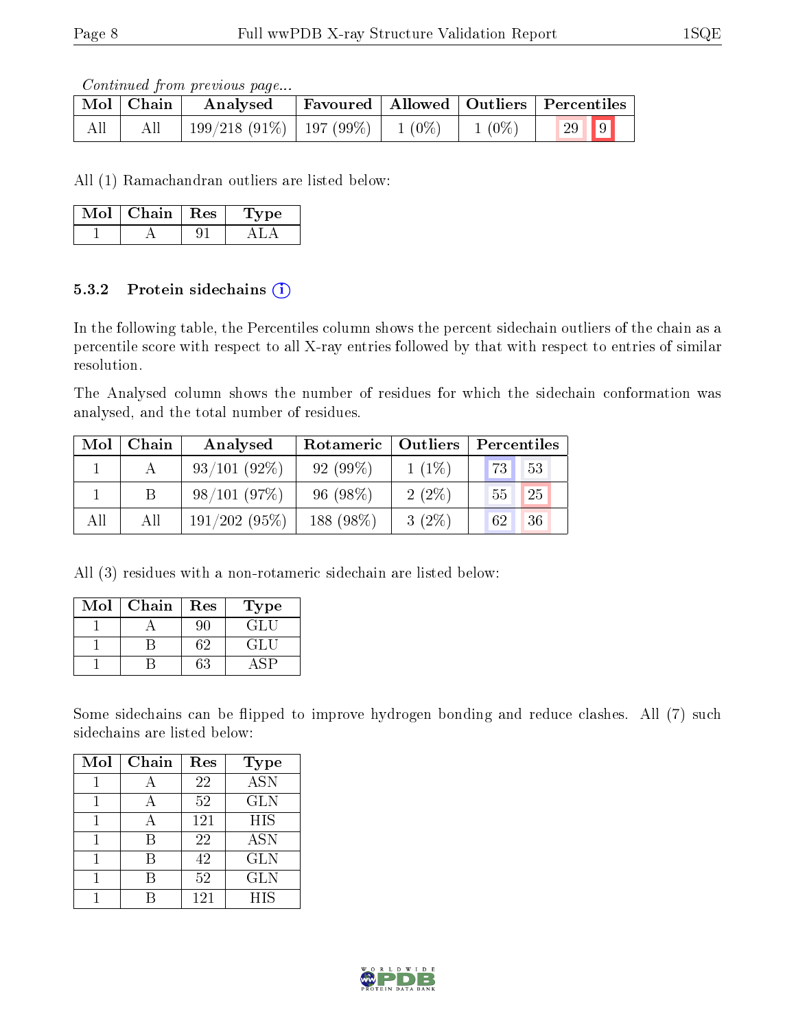*Continued from previous page...*

| Mol | Chain | Analysed | Favoured | Allowed | Outliers | Percentiles | |
|---|---|---|---|---|---|---|---|
| All | All | 199/218 (91%) | 197 (99%) | 1 (0%) | 1 (0%) | 29 | 9 |

All (1) Ramachandran outliers are listed below:

| Mol | Chain | Res | Type |
|---|---|---|---|
| 1 | A | 91 | ALA |

### 5.3.2 Protein sidechains

In the following table, the Percentiles column shows the percent sidechain outliers of the chain as a percentile score with respect to all X-ray entries followed by that with respect to entries of similar resolution.

The Analysed column shows the number of residues for which the sidechain conformation was analysed, and the total number of residues.

| Mol | Chain | Analysed | Rotameric | Outliers | Percentiles | |
|---|---|---|---|---|---|---|
| 1 | A | 93/101 (92%) | 92 (99%) | 1 (1%) | 73 | 53 |
| 1 | B | 98/101 (97%) | 96 (98%) | 2 (2%) | 55 | 25 |
| All | All | 191/202 (95%) | 188 (98%) | 3 (2%) | 62 | 36 |

All (3) residues with a non-rotameric sidechain are listed below:

| Mol | Chain | Res | Type |
|---|---|---|---|
| 1 | A | 90 | GLU |
| 1 | B | 62 | GLU |
| 1 | B | 63 | ASP |

Some sidechains can be flipped to improve hydrogen bonding and reduce clashes. All (7) such sidechains are listed below:

| Mol | Chain | Res | Type |
|---|---|---|---|
| 1 | A | 22 | ASN |
| 1 | A | 52 | GLN |
| 1 | A | 121 | HIS |
| 1 | B | 22 | ASN |
| 1 | B | 42 | GLN |
| 1 | B | 52 | GLN |
| 1 | B | 121 | HIS |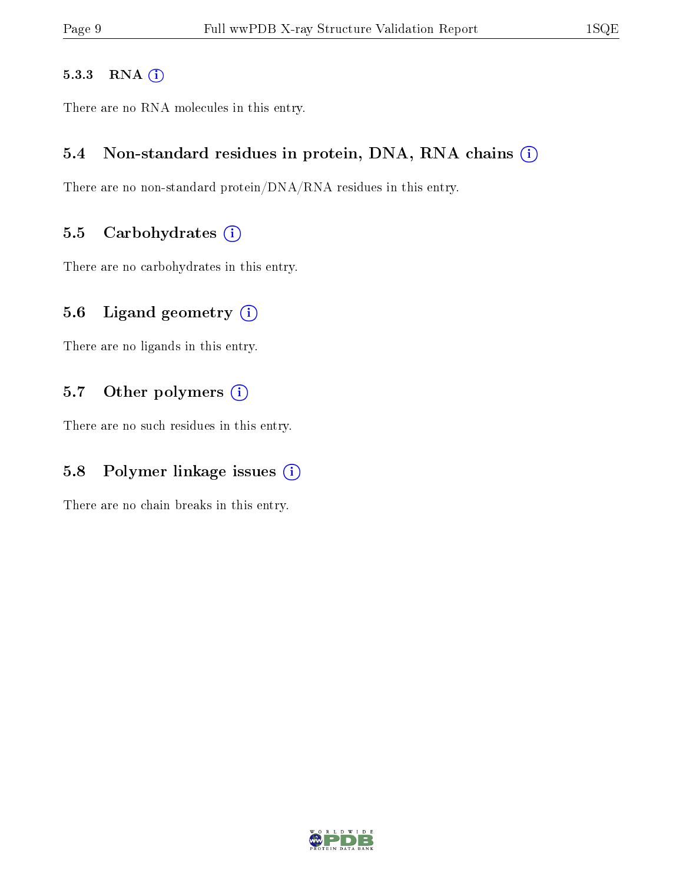#### 5.3.3 RNA

There are no RNA molecules in this entry.

### 5.4 Non-standard residues in protein, DNA, RNA chains

There are no non-standard protein/DNA/RNA residues in this entry.

### 5.5 Carbohydrates

There are no carbohydrates in this entry.

### 5.6 Ligand geometry

There are no ligands in this entry.

### 5.7 Other polymers

There are no such residues in this entry.

### 5.8 Polymer linkage issues

There are no chain breaks in this entry.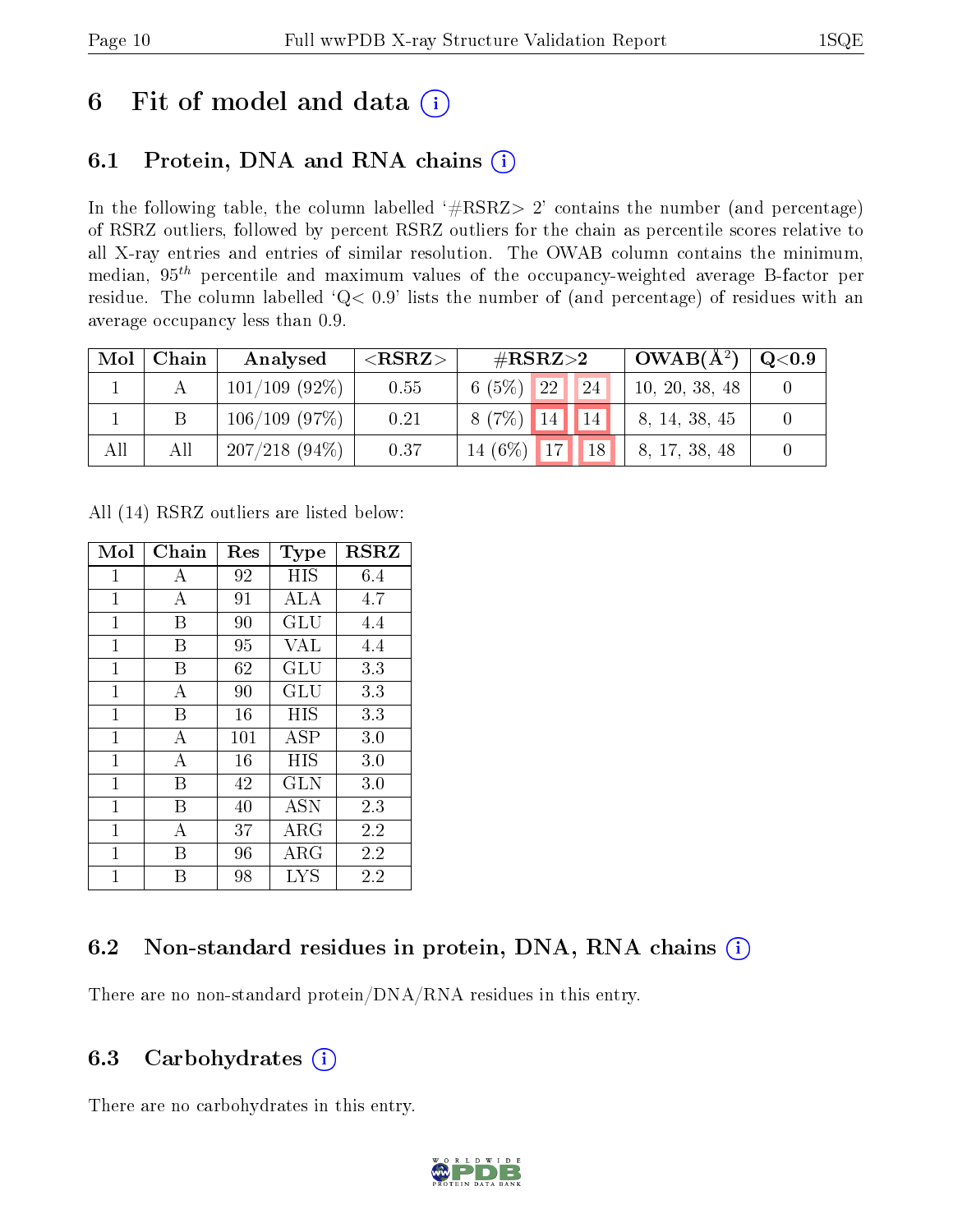# 6 Fit of model and data (i)

## 6.1 Protein, DNA and RNA chains (i)

In the following table, the column labelled '#RSRZ> 2' contains the number (and percentage) of RSRZ outliers, followed by percent RSRZ outliers for the chain as percentile scores relative to all X-ray entries and entries of similar resolution. The OWAB column contains the minimum, median, $95^{th}$ percentile and maximum values of the occupancy-weighted average B-factor per residue. The column labelled 'Q< 0.9' lists the number of (and percentage) of residues with an average occupancy less than 0.9.

| Mol | Chain | Analysed | <RSRZ> | #RSRZ>2 | | | OWAB(Å$^2$) | Q<0.9 |
|---|---|---|---|---|---|---|---|---|
| 1 | A | 101/109 (92%) | 0.55 | 6 (5%) | 22 | 24 | 10, 20, 38, 48 | 0 |
| 1 | B | 106/109 (97%) | 0.21 | 8 (7%) | 14 | 14 | 8, 14, 38, 45 | 0 |
| All | All | 207/218 (94%) | 0.37 | 14 (6%) | 17 | 18 | 8, 17, 38, 48 | 0 |

All (14) RSRZ outliers are listed below:

| Mol | Chain | Res | Type | RSRZ |
|---|---|---|---|---|
| 1 | A | 92 | HIS | 6.4 |
| 1 | A | 91 | ALA | 4.7 |
| 1 | B | 90 | GLU | 4.4 |
| 1 | B | 95 | VAL | 4.4 |
| 1 | B | 62 | GLU | 3.3 |
| 1 | A | 90 | GLU | 3.3 |
| 1 | B | 16 | HIS | 3.3 |
| 1 | A | 101 | ASP | 3.0 |
| 1 | A | 16 | HIS | 3.0 |
| 1 | B | 42 | GLN | 3.0 |
| 1 | B | 40 | ASN | 2.3 |
| 1 | A | 37 | ARG | 2.2 |
| 1 | B | 96 | ARG | 2.2 |
| 1 | B | 98 | LYS | 2.2 |

## 6.2 Non-standard residues in protein, DNA, RNA chains (i)

There are no non-standard protein/DNA/RNA residues in this entry.

## 6.3 Carbohydrates (i)

There are no carbohydrates in this entry.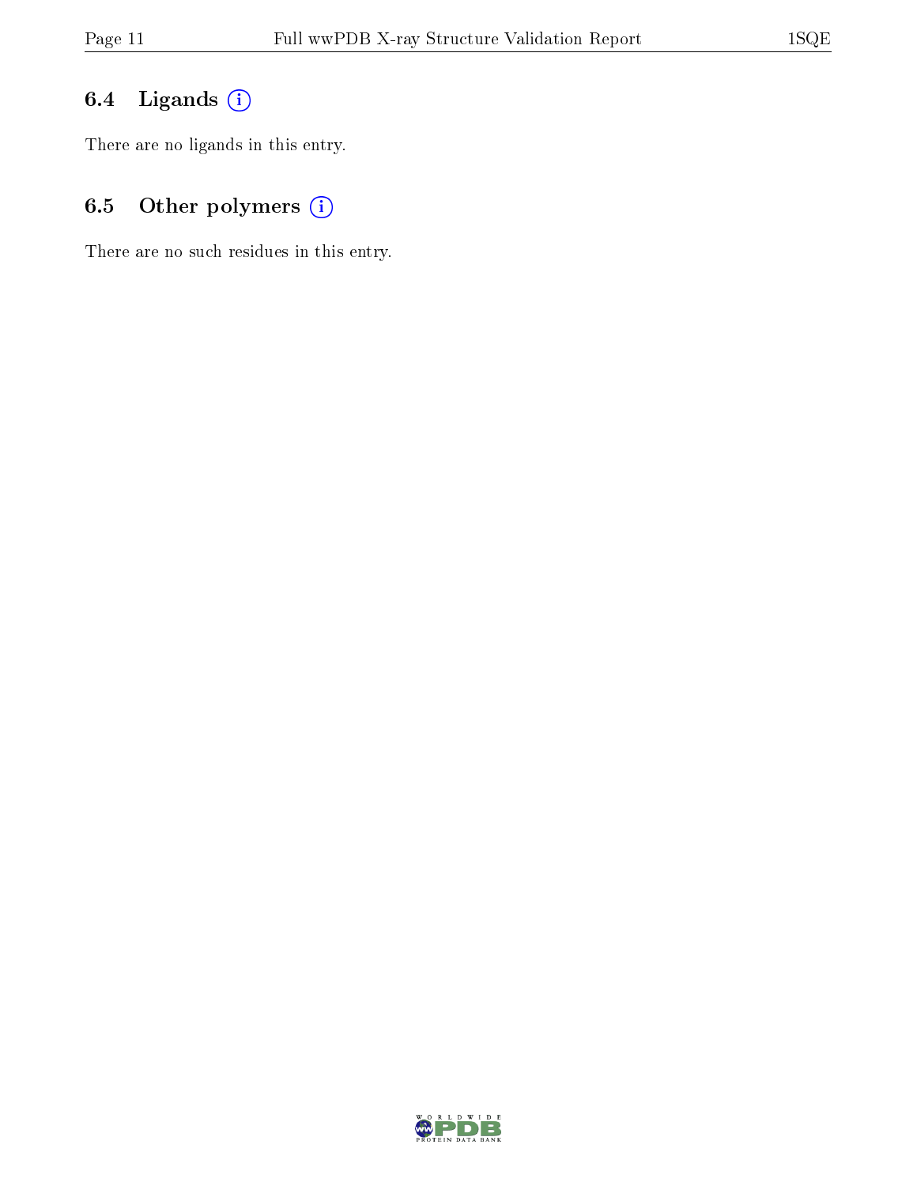### 6.4 Ligands

There are no ligands in this entry.

### 6.5 Other polymers

There are no such residues in this entry.